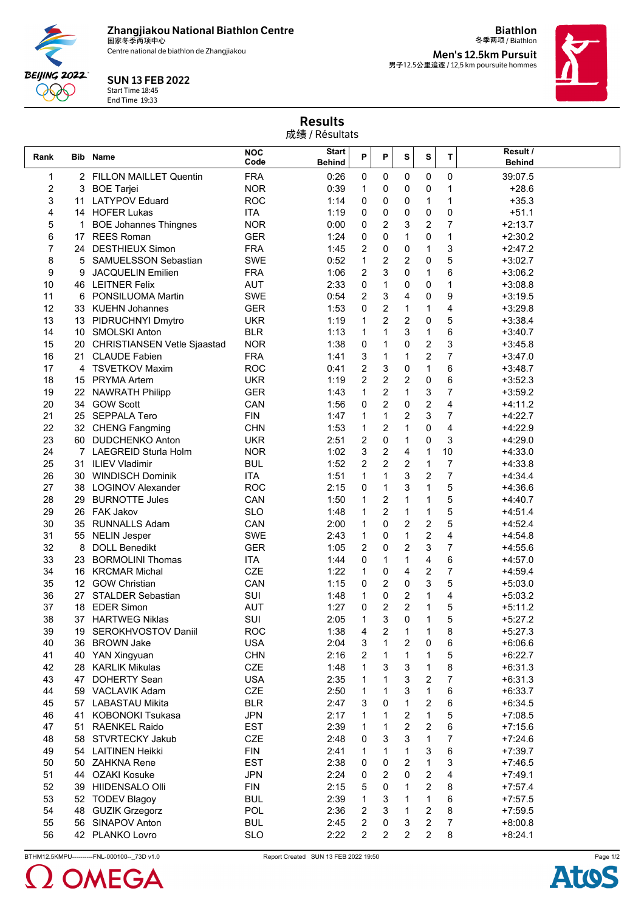Zhangjiakou National Biathlon Centre
国家冬季两项中心
Centre national de biathlon de Zhangjiakou

BEIJING 2022

**SUN 13 FEB 2022**
Start Time 18:45
End Time 19:33

**Biathlon**
冬季两项 / Biathlon

**Men's 12.5km Pursuit**
男子12.5公里追逐 / 12,5 km poursuite hommes

## Results
成绩 / Résultats

| Rank | Bib | Name | NOC Code | Start Behind | P | P | S | S | T | Result / Behind |
|---|---|---|---|---|---|---|---|---|---|---|
| 1 | 2 | FILLON MAILLET Quentin | FRA | 0:26 | 0 | 0 | 0 | 0 | 0 | 39:07.5 |
| 2 | 3 | BOE Tarjei | NOR | 0:39 | 1 | 0 | 0 | 0 | 1 | +28.6 |
| 3 | 11 | LATYPOV Eduard | ROC | 1:14 | 0 | 0 | 0 | 1 | 1 | +35.3 |
| 4 | 14 | HOFER Lukas | ITA | 1:19 | 0 | 0 | 0 | 0 | 0 | +51.1 |
| 5 | 1 | BOE Johannes Thingnes | NOR | 0:00 | 0 | 2 | 3 | 2 | 7 | +2:13.7 |
| 6 | 17 | REES Roman | GER | 1:24 | 0 | 0 | 1 | 0 | 1 | +2:30.2 |
| 7 | 24 | DESTHIEUX Simon | FRA | 1:45 | 2 | 0 | 0 | 1 | 3 | +2:47.2 |
| 8 | 5 | SAMUELSSON Sebastian | SWE | 0:52 | 1 | 2 | 2 | 0 | 5 | +3:02.7 |
| 9 | 9 | JACQUELIN Emilien | FRA | 1:06 | 2 | 3 | 0 | 1 | 6 | +3:06.2 |
| 10 | 46 | LEITNER Felix | AUT | 2:33 | 0 | 1 | 0 | 0 | 1 | +3:08.8 |
| 11 | 6 | PONSILUOMA Martin | SWE | 0:54 | 2 | 3 | 4 | 0 | 9 | +3:19.5 |
| 12 | 33 | KUEHN Johannes | GER | 1:53 | 0 | 2 | 1 | 1 | 4 | +3:29.8 |
| 13 | 13 | PIDRUCHNYI Dmytro | UKR | 1:19 | 1 | 2 | 2 | 0 | 5 | +3:38.4 |
| 14 | 10 | SMOLSKI Anton | BLR | 1:13 | 1 | 1 | 3 | 1 | 6 | +3:40.7 |
| 15 | 20 | CHRISTIANSEN Vetle Sjaastad | NOR | 1:38 | 0 | 1 | 0 | 2 | 3 | +3:45.8 |
| 16 | 21 | CLAUDE Fabien | FRA | 1:41 | 3 | 1 | 1 | 2 | 7 | +3:47.0 |
| 17 | 4 | TSVETKOV Maxim | ROC | 0:41 | 2 | 3 | 0 | 1 | 6 | +3:48.7 |
| 18 | 15 | PRYMA Artem | UKR | 1:19 | 2 | 2 | 2 | 0 | 6 | +3:52.3 |
| 19 | 22 | NAWRATH Philipp | GER | 1:43 | 1 | 2 | 1 | 3 | 7 | +3:59.2 |
| 20 | 34 | GOW Scott | CAN | 1:56 | 0 | 2 | 0 | 2 | 4 | +4:11.2 |
| 21 | 25 | SEPPALA Tero | FIN | 1:47 | 1 | 1 | 2 | 3 | 7 | +4:22.7 |
| 22 | 32 | CHENG Fangming | CHN | 1:53 | 1 | 2 | 1 | 0 | 4 | +4:22.9 |
| 23 | 60 | DUDCHENKO Anton | UKR | 2:51 | 2 | 0 | 1 | 0 | 3 | +4:29.0 |
| 24 | 7 | LAEGREID Sturla Holm | NOR | 1:02 | 3 | 2 | 4 | 1 | 10 | +4:33.0 |
| 25 | 31 | ILIEV Vladimir | BUL | 1:52 | 2 | 2 | 2 | 1 | 7 | +4:33.8 |
| 26 | 30 | WINDISCH Dominik | ITA | 1:51 | 1 | 1 | 3 | 2 | 7 | +4:34.4 |
| 27 | 38 | LOGINOV Alexander | ROC | 2:15 | 0 | 1 | 3 | 1 | 5 | +4:36.6 |
| 28 | 29 | BURNOTTE Jules | CAN | 1:50 | 1 | 2 | 1 | 1 | 5 | +4:40.7 |
| 29 | 26 | FAK Jakov | SLO | 1:48 | 1 | 2 | 1 | 1 | 5 | +4:51.4 |
| 30 | 35 | RUNNALLS Adam | CAN | 2:00 | 1 | 0 | 2 | 2 | 5 | +4:52.4 |
| 31 | 55 | NELIN Jesper | SWE | 2:43 | 1 | 0 | 1 | 2 | 4 | +4:54.8 |
| 32 | 8 | DOLL Benedikt | GER | 1:05 | 2 | 0 | 2 | 3 | 7 | +4:55.6 |
| 33 | 23 | BORMOLINI Thomas | ITA | 1:44 | 0 | 1 | 1 | 4 | 6 | +4:57.0 |
| 34 | 16 | KRCMAR Michal | CZE | 1:22 | 1 | 0 | 4 | 2 | 7 | +4:59.4 |
| 35 | 12 | GOW Christian | CAN | 1:15 | 0 | 2 | 0 | 3 | 5 | +5:03.0 |
| 36 | 27 | STALDER Sebastian | SUI | 1:48 | 1 | 0 | 2 | 1 | 4 | +5:03.2 |
| 37 | 18 | EDER Simon | AUT | 1:27 | 0 | 2 | 2 | 1 | 5 | +5:11.2 |
| 38 | 37 | HARTWEG Niklas | SUI | 2:05 | 1 | 3 | 0 | 1 | 5 | +5:27.2 |
| 39 | 19 | SEROKHVOSTOV Daniil | ROC | 1:38 | 4 | 2 | 1 | 1 | 8 | +5:27.3 |
| 40 | 36 | BROWN Jake | USA | 2:04 | 3 | 1 | 2 | 0 | 6 | +6:06.6 |
| 41 | 40 | YAN Xingyuan | CHN | 2:16 | 2 | 1 | 1 | 1 | 5 | +6:22.7 |
| 42 | 28 | KARLIK Mikulas | CZE | 1:48 | 1 | 3 | 3 | 1 | 8 | +6:31.3 |
| 43 | 47 | DOHERTY Sean | USA | 2:35 | 1 | 1 | 3 | 2 | 7 | +6:31.3 |
| 44 | 59 | VACLAVIK Adam | CZE | 2:50 | 1 | 1 | 3 | 1 | 6 | +6:33.7 |
| 45 | 57 | LABASTAU Mikita | BLR | 2:47 | 3 | 0 | 1 | 2 | 6 | +6:34.5 |
| 46 | 41 | KOBONOKI Tsukasa | JPN | 2:17 | 1 | 1 | 2 | 1 | 5 | +7:08.5 |
| 47 | 51 | RAENKEL Raido | EST | 2:39 | 1 | 1 | 2 | 2 | 6 | +7:15.6 |
| 48 | 58 | STVRTECKY Jakub | CZE | 2:48 | 0 | 3 | 3 | 1 | 7 | +7:24.6 |
| 49 | 54 | LAITINEN Heikki | FIN | 2:41 | 1 | 1 | 1 | 3 | 6 | +7:39.7 |
| 50 | 50 | ZAHKNA Rene | EST | 2:38 | 0 | 0 | 2 | 1 | 3 | +7:46.5 |
| 51 | 44 | OZAKI Kosuke | JPN | 2:24 | 0 | 2 | 0 | 2 | 4 | +7:49.1 |
| 52 | 39 | HIIDENSALO Olli | FIN | 2:15 | 5 | 0 | 1 | 2 | 8 | +7:57.4 |
| 53 | 52 | TODEV Blagoy | BUL | 2:39 | 1 | 3 | 1 | 1 | 6 | +7:57.5 |
| 54 | 48 | GUZIK Grzegorz | POL | 2:36 | 2 | 3 | 1 | 2 | 8 | +7:59.5 |
| 55 | 56 | SINAPOV Anton | BUL | 2:45 | 2 | 0 | 3 | 2 | 7 | +8:00.8 |
| 56 | 42 | PLANKO Lovro | SLO | 2:22 | 2 | 2 | 2 | 2 | 8 | +8:24.1 |

BTHM12.5KMPU----------FNL-000100--_73D v1.0 Report Created SUN 13 FEB 2022 19:50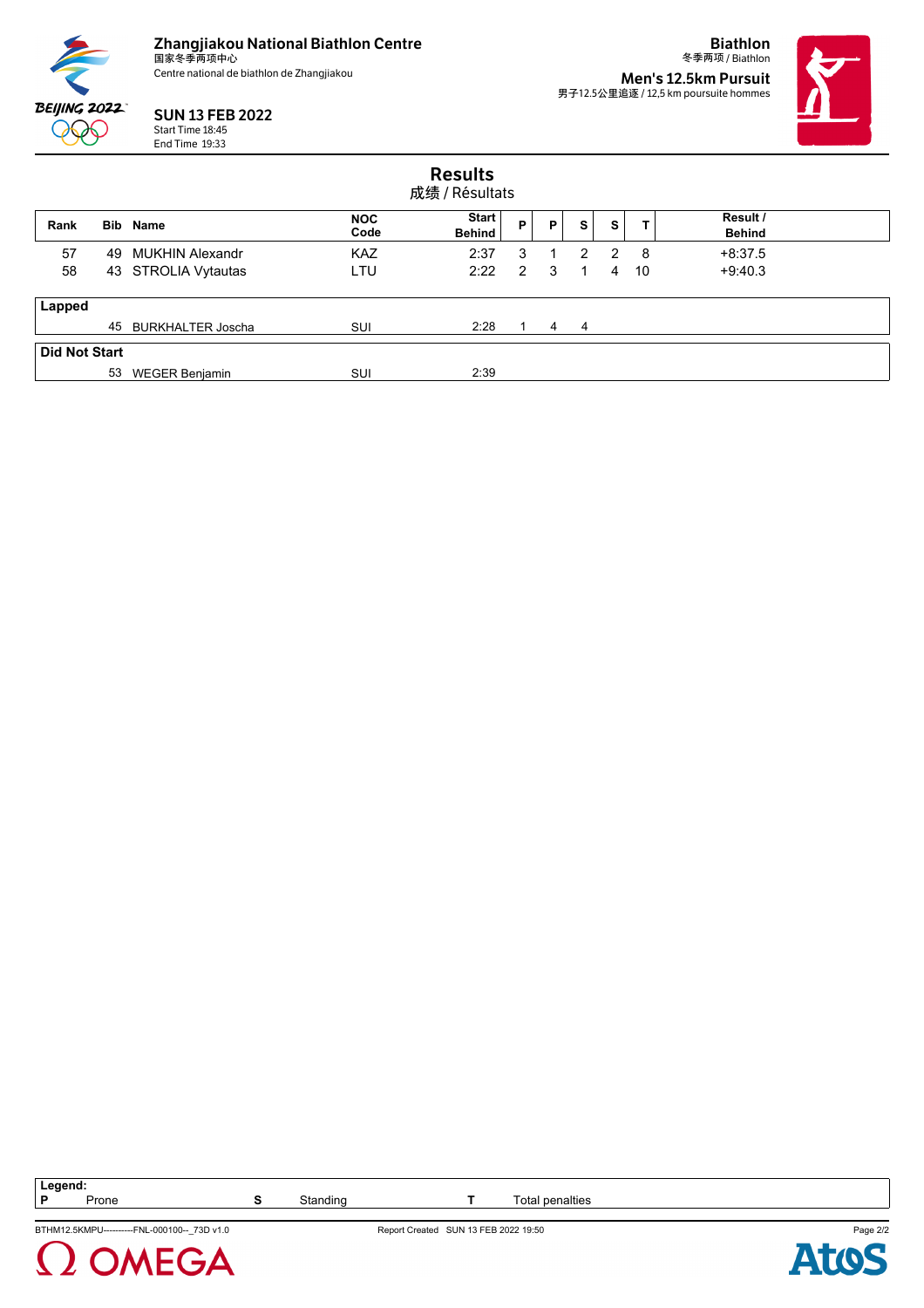Zhangjiakou National Biathlon Centre
国家冬季两项中心
Centre national de biathlon de Zhangjiakou

**SUN 13 FEB 2022**
Start Time 18:45
End Time 19:33

**Biathlon**
冬季两项 / Biathlon

**Men's 12.5km Pursuit**
男子12.5公里追逐 / 12,5 km poursuite hommes

## Results
成绩 / Résultats

| Rank | Bib | Name | NOC Code | Start Behind | P | P | S | S | T | Result / Behind |
|---|---|---|---|---|---|---|---|---|---|---|
| 57 | 49 | MUKHIN Alexandr | KAZ | 2:37 | 3 | 1 | 2 | 2 | 8 | +8:37.5 |
| 58 | 43 | STROLIA Vytautas | LTU | 2:22 | 2 | 3 | 1 | 4 | 10 | +9:40.3 |
| **Lapped** | | | | | | | | | | |
| | 45 | BURKHALTER Joscha | SUI | 2:28 | 1 | 4 | 4 | | | |
| **Did Not Start** | | | | | | | | | | |
| | 53 | WEGER Benjamin | SUI | 2:39 | | | | | | |

**Legend:**
**P** Prone **S** Standing **T** Total penalties

BTHM12.5KMPU-----------FNL-000100--_73D v1.0 Report Created SUN 13 FEB 2022 19:50